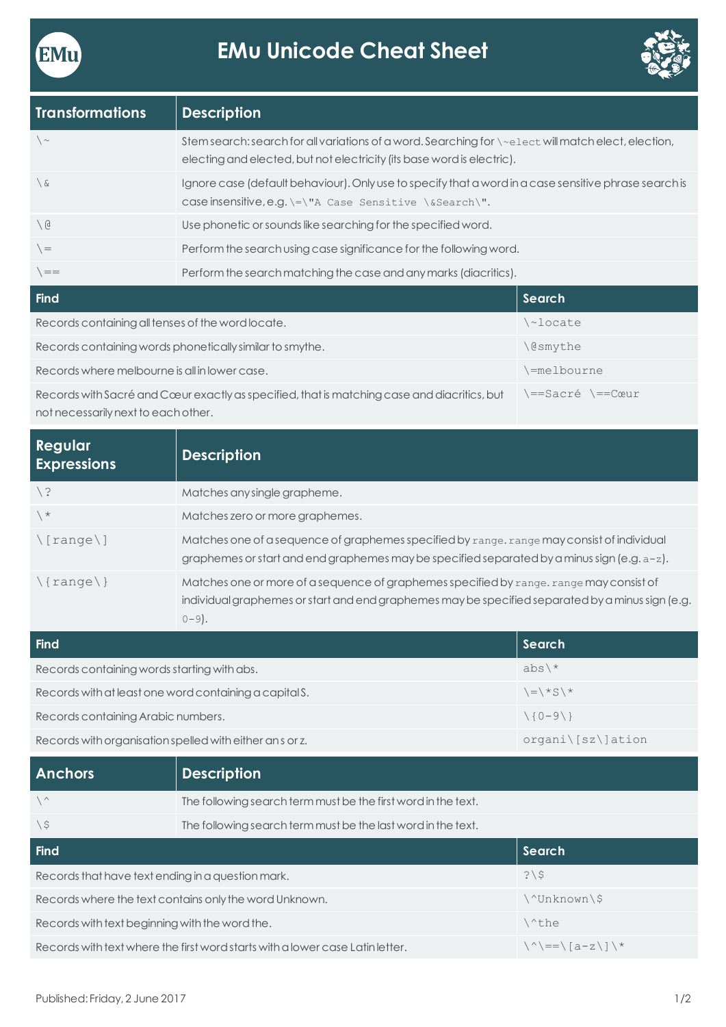# EMu Unicode Cheat Sheet

| Transformations | Description |
| --- | --- |
| `\~` | Stem search: search for all variations of a word. Searching for `\~elect` will match elect, election, electing and elected, but not electricity (its base word is electric). |
| `\&` | Ignore case (default behaviour). Only use to specify that a word in a case sensitive phrase search is case insensitive, e.g. `\=\"A Case Sensitive \&Search\"`. |
| `\@` | Use phonetic or sounds like searching for the specified word. |
| `\=` | Perform the search using case significance for the following word. |
| `\==` | Perform the search matching the case and any marks (diacritics). |

| Find | Search |
| --- | --- |
| Records containing all tenses of the word locate. | `\~locate` |
| Records containing words phonetically similar to smythe. | `\@smythe` |
| Records where melbourne is all in lower case. | `\=melbourne` |
| Records with Sacré and Cœur exactly as specified, that is matching case and diacritics, but not necessarily next to each other. | `\==Sacré \==Cœur` |

| Regular Expressions | Description |
| --- | --- |
| `\?` | Matches any single grapheme. |
| `\*` | Matches zero or more graphemes. |
| `\[range\]` | Matches one of a sequence of graphemes specified by `range`. `range` may consist of individual graphemes or start and end graphemes may be specified separated by a minus sign (e.g. `a-z`). |
| `\{range\}` | Matches one or more of a sequence of graphemes specified by `range`. `range` may consist of individual graphemes or start and end graphemes may be specified separated by a minus sign (e.g. `0-9`). |

| Find | Search |
| --- | --- |
| Records containing words starting with abs. | `abs\*` |
| Records with at least one word containing a capital S. | `\=\*S\*` |
| Records containing Arabic numbers. | `\{0-9\}` |
| Records with organisation spelled with either an s or z. | `organi\[sz\]ation` |

| Anchors | Description |
| --- | --- |
| `\^` | The following search term must be the first word in the text. |
| `\$` | The following search term must be the last word in the text. |

| Find | Search |
| --- | --- |
| Records that have text ending in a question mark. | `?\$` |
| Records where the text contains only the word Unknown. | `\^Unknown\$` |
| Records with text beginning with the word the. | `\^the` |
| Records with text where the first word starts with a lower case Latin letter. | `\^\==\[a-z\]\*` |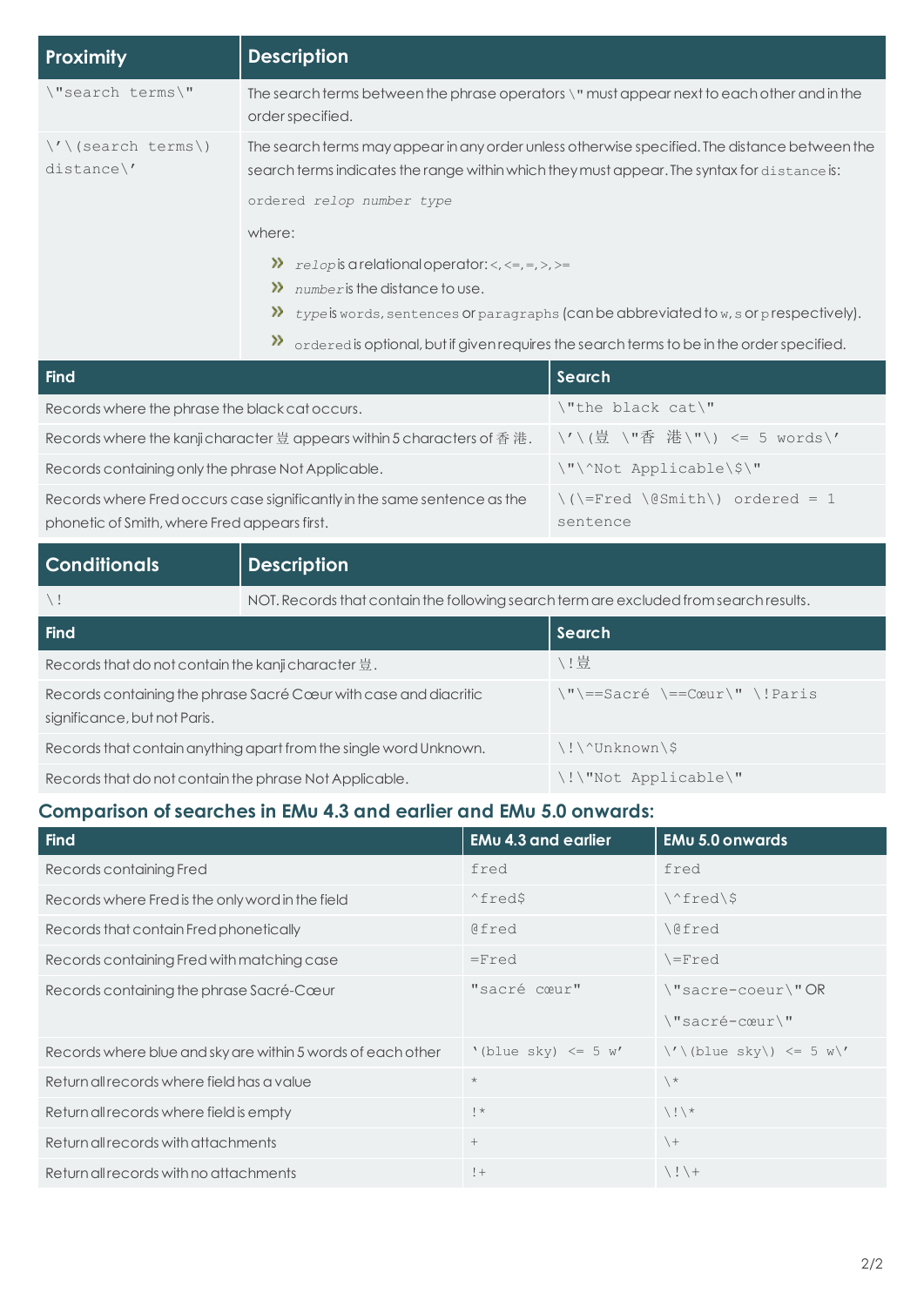| Proximity | Description |
|---|---|
| `\"search terms\"` | The search terms between the phrase operators `\"` must appear next to each other and in the order specified. |
| `\'\(search terms\) distance\'` | The search terms may appear in any order unless otherwise specified. The distance between the search terms indicates the range within which they must appear. The syntax for `distance` is: `ordered relop number type` where: » *relop* is a relational operator: <, <=, =, >, >= » *number* is the distance to use. » *type* is `words`, `sentences` or `paragraphs` (can be abbreviated to `w`, `s` or `p` respectively). » `ordered` is optional, but if given requires the search terms to be in the order specified. |

| Find | Search |
|---|---|
| Records where the phrase the black cat occurs. | `\"the black cat\"` |
| Records where the kanji character 豈 appears within 5 characters of 香港. | `\'\(豈 \"香 港\"\) <= 5 words\'` |
| Records containing only the phrase Not Applicable. | `\"\^Not Applicable\$\"` |
| Records where Fred occurs case significantly in the same sentence as the phonetic of Smith, where Fred appears first. | `\(\=Fred \@Smith\) ordered = 1 sentence` |

| Conditionals | Description |
|---|---|
| `\!` | NOT. Records that contain the following search term are excluded from search results. |

| Find | Search |
|---|---|
| Records that do not contain the kanji character 豈. | `\!豈` |
| Records containing the phrase Sacré Cœur with case and diacritic significance, but not Paris. | `\"\==Sacré \==Cœur\" \!Paris` |
| Records that contain anything apart from the single word Unknown. | `\!\^Unknown\$` |
| Records that do not contain the phrase Not Applicable. | `\!\"Not Applicable\"` |

## Comparison of searches in EMu 4.3 and earlier and EMu 5.0 onwards:

| Find | EMu 4.3 and earlier | EMu 5.0 onwards |
|---|---|---|
| Records containing Fred | `fred` | `fred` |
| Records where Fred is the only word in the field | `^fred$` | `\^fred\$` |
| Records that contain Fred phonetically | `@fred` | `\@fred` |
| Records containing Fred with matching case | `=Fred` | `\=Fred` |
| Records containing the phrase Sacré-Cœur | `"sacré cœur"` | `\"sacre-coeur\"` OR `\"sacré-cœur\"` |
| Records where blue and sky are within 5 words of each other | `'(blue sky) <= 5 w'` | `\'\(blue sky\) <= 5 w\'` |
| Return all records where field has a value | `*` | `\*` |
| Return all records where field is empty | `!*` | `\!\*` |
| Return all records with attachments | `+` | `\+` |
| Return all records with no attachments | `!+` | `\!\+` |